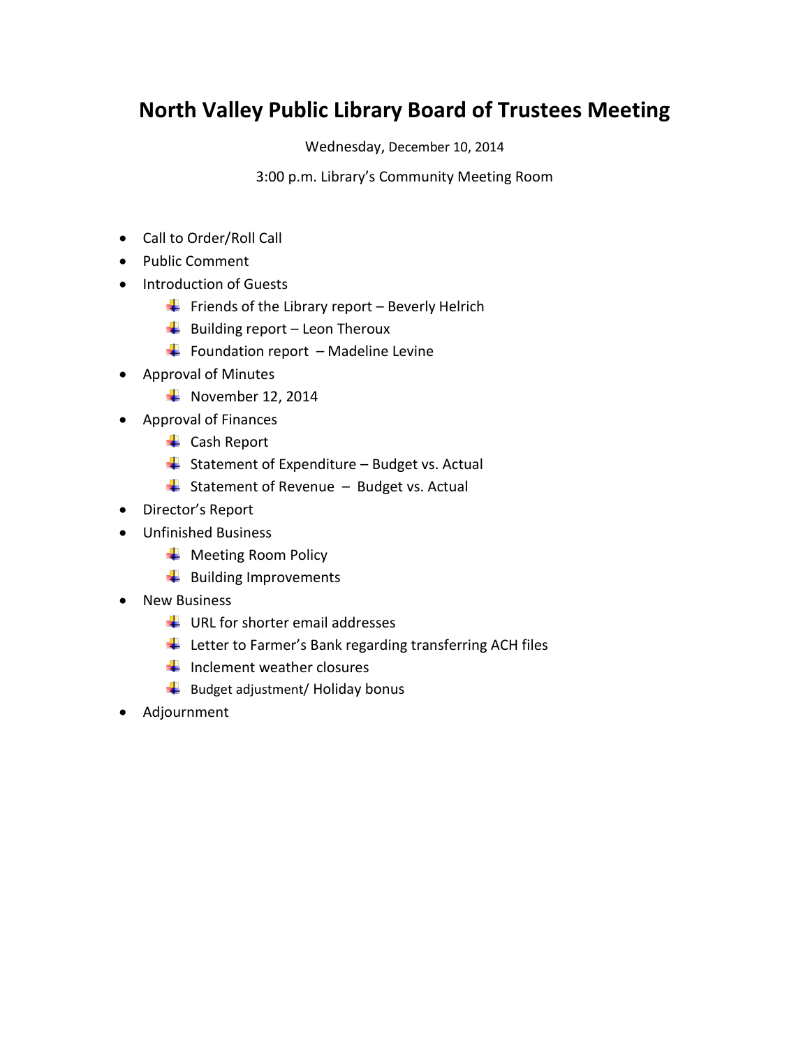# North Valley Public Library Board of Trustees Meeting

Wednesday, December 10, 2014

3:00 p.m. Library's Community Meeting Room

- Call to Order/Roll Call
- Public Comment
- Introduction of Guests
  - Friends of the Library report – Beverly Helrich
  - Building report – Leon Theroux
  - Foundation report – Madeline Levine
- Approval of Minutes
  - November 12, 2014
- Approval of Finances
  - Cash Report
  - Statement of Expenditure – Budget vs. Actual
  - Statement of Revenue – Budget vs. Actual
- Director's Report
- Unfinished Business
  - Meeting Room Policy
  - Building Improvements
- New Business
  - URL for shorter email addresses
  - Letter to Farmer's Bank regarding transferring ACH files
  - Inclement weather closures
  - Budget adjustment/ Holiday bonus
- Adjournment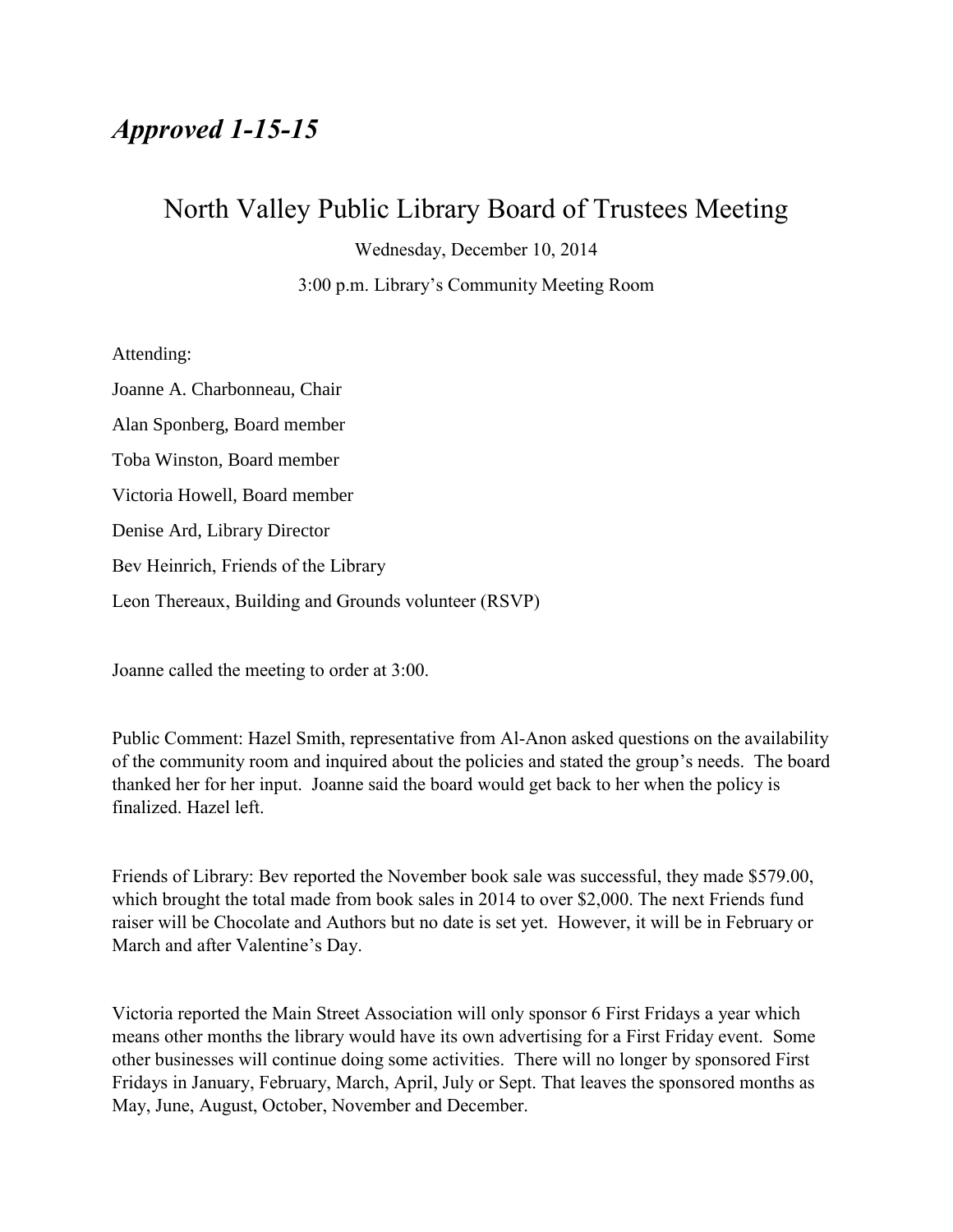***Approved 1-15-15***

# North Valley Public Library Board of Trustees Meeting

Wednesday, December 10, 2014

3:00 p.m. Library's Community Meeting Room

Attending:

Joanne A. Charbonneau, Chair

Alan Sponberg, Board member

Toba Winston, Board member

Victoria Howell, Board member

Denise Ard, Library Director

Bev Heinrich, Friends of the Library

Leon Thereaux, Building and Grounds volunteer (RSVP)

Joanne called the meeting to order at 3:00.

Public Comment: Hazel Smith, representative from Al-Anon asked questions on the availability of the community room and inquired about the policies and stated the group's needs. The board thanked her for her input. Joanne said the board would get back to her when the policy is finalized. Hazel left.

Friends of Library: Bev reported the November book sale was successful, they made $579.00, which brought the total made from book sales in 2014 to over $2,000. The next Friends fund raiser will be Chocolate and Authors but no date is set yet. However, it will be in February or March and after Valentine's Day.

Victoria reported the Main Street Association will only sponsor 6 First Fridays a year which means other months the library would have its own advertising for a First Friday event. Some other businesses will continue doing some activities. There will no longer by sponsored First Fridays in January, February, March, April, July or Sept. That leaves the sponsored months as May, June, August, October, November and December.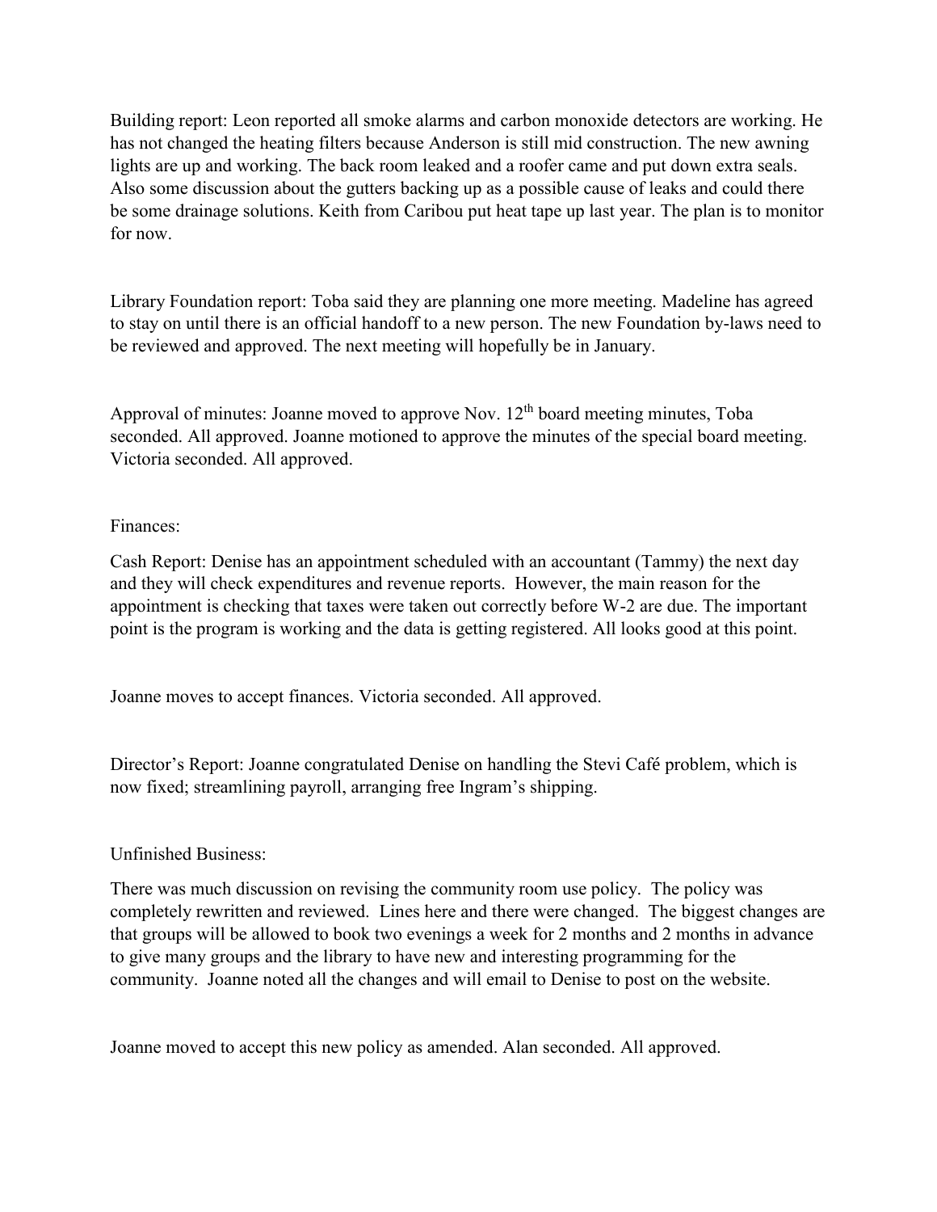Building report: Leon reported all smoke alarms and carbon monoxide detectors are working. He has not changed the heating filters because Anderson is still mid construction. The new awning lights are up and working. The back room leaked and a roofer came and put down extra seals. Also some discussion about the gutters backing up as a possible cause of leaks and could there be some drainage solutions. Keith from Caribou put heat tape up last year. The plan is to monitor for now.

Library Foundation report: Toba said they are planning one more meeting. Madeline has agreed to stay on until there is an official handoff to a new person. The new Foundation by-laws need to be reviewed and approved. The next meeting will hopefully be in January.

Approval of minutes: Joanne moved to approve Nov. 12th board meeting minutes, Toba seconded. All approved. Joanne motioned to approve the minutes of the special board meeting. Victoria seconded. All approved.

Finances:

Cash Report: Denise has an appointment scheduled with an accountant (Tammy) the next day and they will check expenditures and revenue reports. However, the main reason for the appointment is checking that taxes were taken out correctly before W-2 are due. The important point is the program is working and the data is getting registered. All looks good at this point.

Joanne moves to accept finances. Victoria seconded. All approved.

Director's Report: Joanne congratulated Denise on handling the Stevi Café problem, which is now fixed; streamlining payroll, arranging free Ingram's shipping.

Unfinished Business:

There was much discussion on revising the community room use policy. The policy was completely rewritten and reviewed. Lines here and there were changed. The biggest changes are that groups will be allowed to book two evenings a week for 2 months and 2 months in advance to give many groups and the library to have new and interesting programming for the community. Joanne noted all the changes and will email to Denise to post on the website.

Joanne moved to accept this new policy as amended. Alan seconded. All approved.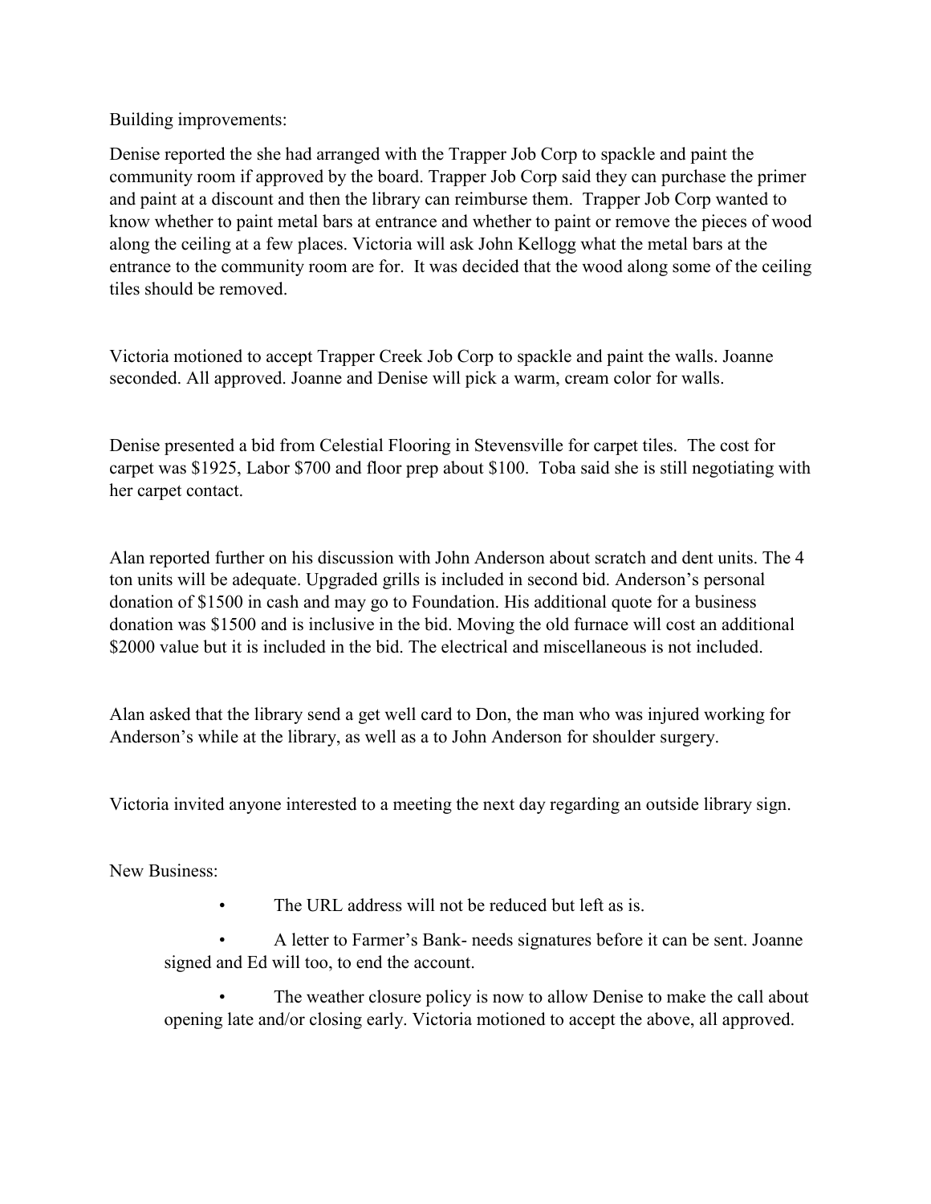Building improvements:

Denise reported the she had arranged with the Trapper Job Corp to spackle and paint the community room if approved by the board. Trapper Job Corp said they can purchase the primer and paint at a discount and then the library can reimburse them. Trapper Job Corp wanted to know whether to paint metal bars at entrance and whether to paint or remove the pieces of wood along the ceiling at a few places. Victoria will ask John Kellogg what the metal bars at the entrance to the community room are for. It was decided that the wood along some of the ceiling tiles should be removed.

Victoria motioned to accept Trapper Creek Job Corp to spackle and paint the walls. Joanne seconded. All approved. Joanne and Denise will pick a warm, cream color for walls.

Denise presented a bid from Celestial Flooring in Stevensville for carpet tiles. The cost for carpet was $1925, Labor $700 and floor prep about $100. Toba said she is still negotiating with her carpet contact.

Alan reported further on his discussion with John Anderson about scratch and dent units. The 4 ton units will be adequate. Upgraded grills is included in second bid. Anderson's personal donation of $1500 in cash and may go to Foundation. His additional quote for a business donation was $1500 and is inclusive in the bid. Moving the old furnace will cost an additional $2000 value but it is included in the bid. The electrical and miscellaneous is not included.

Alan asked that the library send a get well card to Don, the man who was injured working for Anderson's while at the library, as well as a to John Anderson for shoulder surgery.

Victoria invited anyone interested to a meeting the next day regarding an outside library sign.

New Business:

- The URL address will not be reduced but left as is.
- A letter to Farmer's Bank- needs signatures before it can be sent. Joanne signed and Ed will too, to end the account.
- The weather closure policy is now to allow Denise to make the call about opening late and/or closing early. Victoria motioned to accept the above, all approved.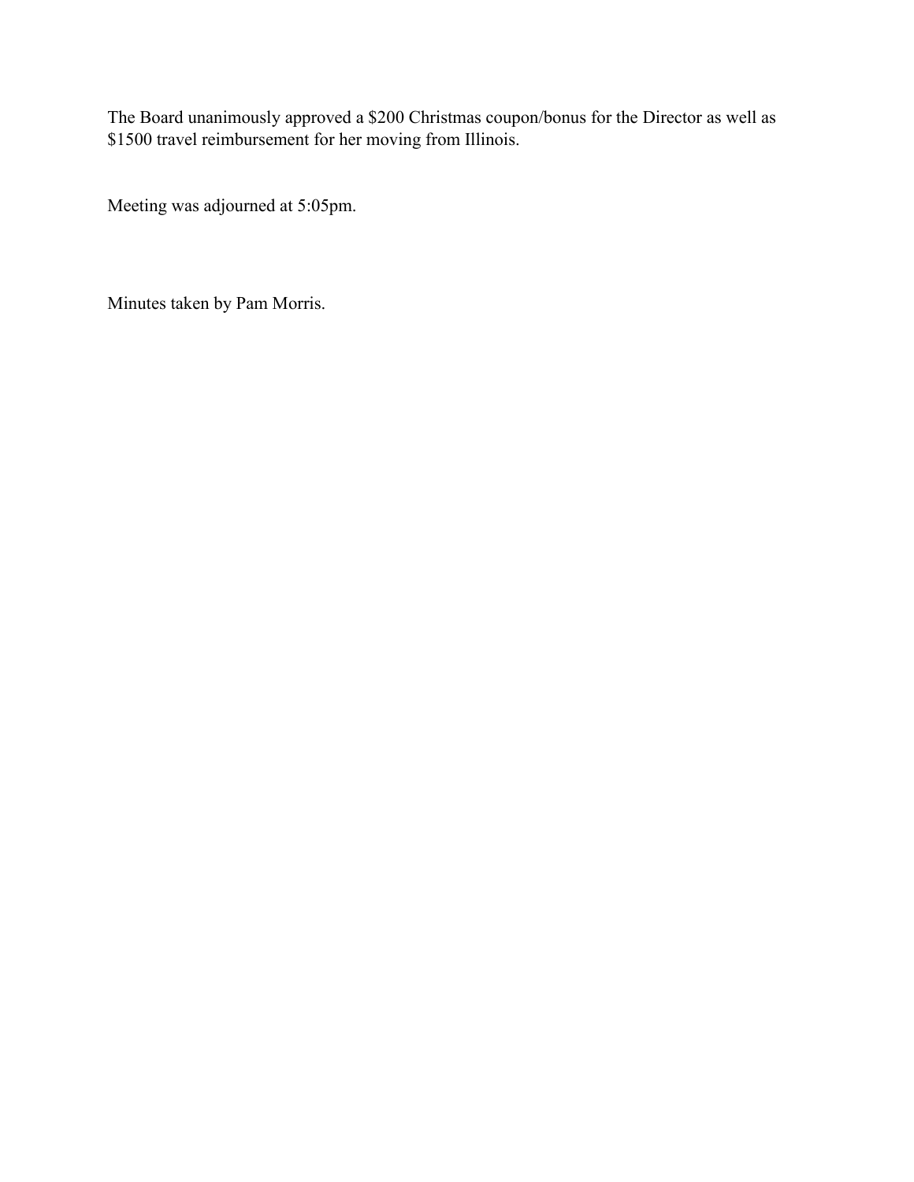The Board unanimously approved a $200 Christmas coupon/bonus for the Director as well as $1500 travel reimbursement for her moving from Illinois.

Meeting was adjourned at 5:05pm.

Minutes taken by Pam Morris.